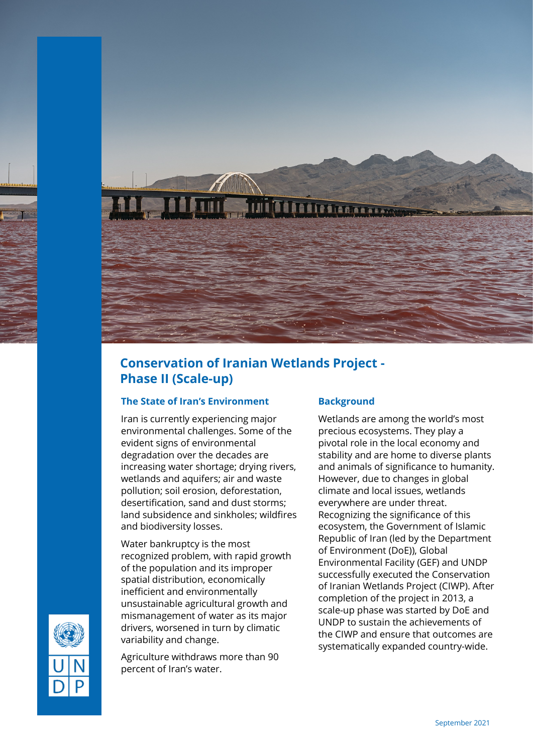# Conservation of Iranian Wetlands Project - Phase II (Scale-up)

## The State of Iran's Environment

Iran is currently experiencing major environmental challenges. Some of the evident signs of environmental degradation over the decades are increasing water shortage; drying rivers, wetlands and aquifers; air and waste pollution; soil erosion, deforestation, desertification, sand and dust storms; land subsidence and sinkholes; wildfires and biodiversity losses.

Water bankruptcy is the most recognized problem, with rapid growth of the population and its improper spatial distribution, economically inefficient and environmentally unsustainable agricultural growth and mismanagement of water as its major drivers, worsened in turn by climatic variability and change.

Agriculture withdraws more than 90 percent of Iran's water.

## Background

Wetlands are among the world's most precious ecosystems. They play a pivotal role in the local economy and stability and are home to diverse plants and animals of significance to humanity. However, due to changes in global climate and local issues, wetlands everywhere are under threat. Recognizing the significance of this ecosystem, the Government of Islamic Republic of Iran (led by the Department of Environment (DoE)), Global Environmental Facility (GEF) and UNDP successfully executed the Conservation of Iranian Wetlands Project (CIWP). After completion of the project in 2013, a scale-up phase was started by DoE and UNDP to sustain the achievements of the CIWP and ensure that outcomes are systematically expanded country-wide.

September 2021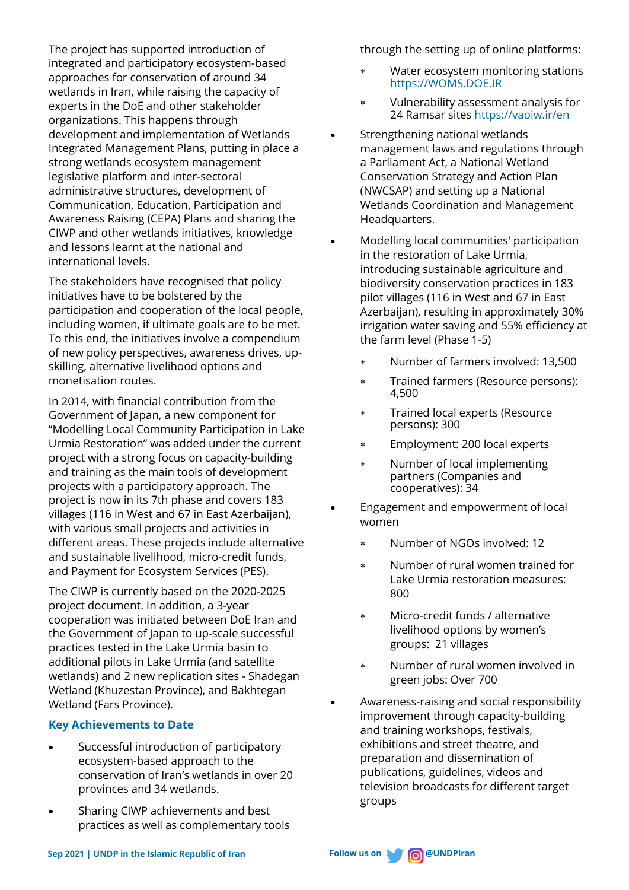The project has supported introduction of integrated and participatory ecosystem-based approaches for conservation of around 34 wetlands in Iran, while raising the capacity of experts in the DoE and other stakeholder organizations. This happens through development and implementation of Wetlands Integrated Management Plans, putting in place a strong wetlands ecosystem management legislative platform and inter-sectoral administrative structures, development of Communication, Education, Participation and Awareness Raising (CEPA) Plans and sharing the CIWP and other wetlands initiatives, knowledge and lessons learnt at the national and international levels.

The stakeholders have recognised that policy initiatives have to be bolstered by the participation and cooperation of the local people, including women, if ultimate goals are to be met. To this end, the initiatives involve a compendium of new policy perspectives, awareness drives, up-skilling, alternative livelihood options and monetisation routes.

In 2014, with financial contribution from the Government of Japan, a new component for "Modelling Local Community Participation in Lake Urmia Restoration" was added under the current project with a strong focus on capacity-building and training as the main tools of development projects with a participatory approach. The project is now in its 7th phase and covers 183 villages (116 in West and 67 in East Azerbaijan), with various small projects and activities in different areas. These projects include alternative and sustainable livelihood, micro-credit funds, and Payment for Ecosystem Services (PES).

The CIWP is currently based on the 2020-2025 project document. In addition, a 3-year cooperation was initiated between DoE Iran and the Government of Japan to up-scale successful practices tested in the Lake Urmia basin to additional pilots in Lake Urmia (and satellite wetlands) and 2 new replication sites - Shadegan Wetland (Khuzestan Province), and Bakhtegan Wetland (Fars Province).

## Key Achievements to Date

- Successful introduction of participatory ecosystem-based approach to the conservation of Iran's wetlands in over 20 provinces and 34 wetlands.
- Sharing CIWP achievements and best practices as well as complementary tools through the setting up of online platforms:
  - Water ecosystem monitoring stations https://WOMS.DOE.IR
  - Vulnerability assessment analysis for 24 Ramsar sites https://vaoiw.ir/en
- Strengthening national wetlands management laws and regulations through a Parliament Act, a National Wetland Conservation Strategy and Action Plan (NWCSAP) and setting up a National Wetlands Coordination and Management Headquarters.
- Modelling local communities' participation in the restoration of Lake Urmia, introducing sustainable agriculture and biodiversity conservation practices in 183 pilot villages (116 in West and 67 in East Azerbaijan), resulting in approximately 30% irrigation water saving and 55% efficiency at the farm level (Phase 1-5)
  - Number of farmers involved: 13,500
  - Trained farmers (Resource persons): 4,500
  - Trained local experts (Resource persons): 300
  - Employment: 200 local experts
  - Number of local implementing partners (Companies and cooperatives): 34
- Engagement and empowerment of local women
  - Number of NGOs involved: 12
  - Number of rural women trained for Lake Urmia restoration measures: 800
  - Micro-credit funds / alternative livelihood options by women's groups: 21 villages
  - Number of rural women involved in green jobs: Over 700
- Awareness-raising and social responsibility improvement through capacity-building and training workshops, festivals, exhibitions and street theatre, and preparation and dissemination of publications, guidelines, videos and television broadcasts for different target groups